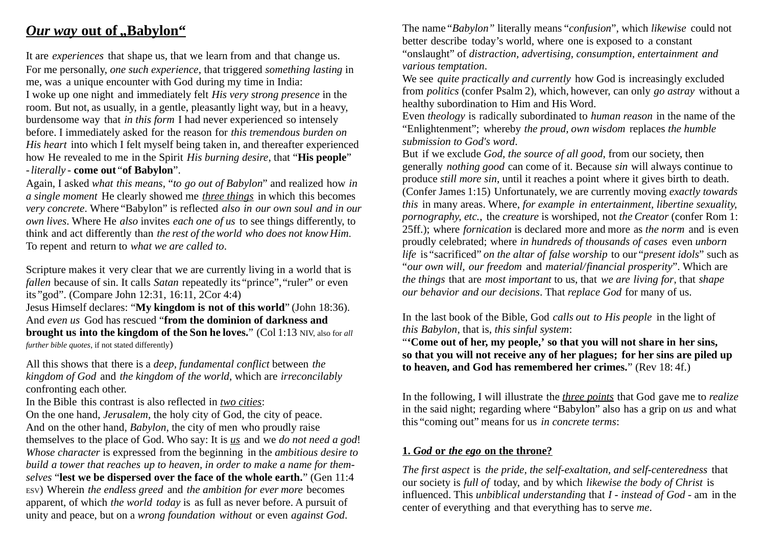# ***Our way* out of „Babylon“**

It are *experiences* that shape us, that we learn from and that change us. For me personally, *one such experience*, that triggered *something lasting* in me, was a unique encounter with God during my time in India:
I woke up one night and immediately felt *His very strong presence* in the room. But not, as usually, in a gentle, pleasantly light way, but in a heavy, burdensome way that *in this form* I had never experienced so intensely before. I immediately asked for the reason for *this tremendous burden on His heart* into which I felt myself being taken in, and thereafter experienced how He revealed to me in the Spirit *His burning desire*, that "**His people**" - *literally* - **come out** "**of Babylon**".
Again, I asked *what this means*, "*to go out of Babylon*" and realized how *in a single moment* He clearly showed me *three things* in which this becomes *very concrete*. Where "Babylon" is reflected *also in our own soul and in our own lives*. Where He *also* invites *each one of us* to see things differently, to think and act differently than *the rest of the world who does not know Him*. To repent and return to *what we are called to*.

Scripture makes it very clear that we are currently living in a world that is *fallen* because of sin. It calls *Satan* repeatedly its "prince", "ruler" or even its "god". (Compare John 12:31, 16:11, 2Cor 4:4)
Jesus Himself declares: "**My kingdom is not of this world**" (John 18:36).
And *even us* God has rescued "**from the dominion of darkness and brought us into the kingdom of the Son he loves.**" (Col 1:13 NIV, also for *all further bible quotes*, if not stated differently)

All this shows that there is a *deep, fundamental conflict* between *the kingdom of God* and *the kingdom of the world*, which are *irreconcilably* confronting each other.
In the Bible this contrast is also reflected in *two cities*:
On the one hand, *Jerusalem*, the holy city of God, the city of peace.
And on the other hand, *Babylon*, the city of men who proudly raise themselves to the place of God. Who say: It is *us* and we *do not need a god*! *Whose character* is expressed from the beginning in the *ambitious desire to build a tower that reaches up to heaven, in order to make a name for themselves* "**lest we be dispersed over the face of the whole earth.**" (Gen 11:4 ESV) Wherein *the endless greed* and *the ambition for ever more* becomes apparent, of which *the world today* is as full as never before. A pursuit of unity and peace, but on a *wrong foundation without* or even *against God*.

The name "*Babylon*" literally means "*confusion*", which *likewise* could not better describe today's world, where one is exposed to a constant "onslaught" of *distraction, advertising, consumption, entertainment and various temptation*.
We see *quite practically and currently* how God is increasingly excluded from *politics* (confer Psalm 2), which, however, can only *go astray* without a healthy subordination to Him and His Word.
Even *theology* is radically subordinated to *human reason* in the name of the "Enlightenment"; whereby *the proud, own wisdom* replaces *the humble submission to God's word*.
But if we exclude *God, the source of all good*, from our society, then generally *nothing good* can come of it. Because *sin* will always continue to produce *still more sin*, until it reaches a point where it gives birth to death. (Confer James 1:15) Unfortunately, we are currently moving *exactly towards this* in many areas. Where, *for example in entertainment, libertine sexuality, pornography, etc.*, the *creature* is worshiped, not *the Creator* (confer Rom 1: 25ff.); where *fornication* is declared more and more as *the norm* and is even proudly celebrated; where *in hundreds of thousands of cases* even *unborn life* is "sacrificed" *on the altar of false worship* to our "*present idols*" such as "*our own will, our freedom* and *material/financial prosperity*". Which are *the things* that are *most important* to us, that *we are living for*, that *shape our behavior and our decisions*. That *replace God* for many of us.

In the last book of the Bible, God *calls out to His people* in the light of *this Babylon*, that is, *this sinful system*:
"**'Come out of her, my people,' so that you will not share in her sins, so that you will not receive any of her plagues; for her sins are piled up to heaven, and God has remembered her crimes.**" (Rev 18: 4f.)

In the following, I will illustrate the *three points* that God gave me to *realize* in the said night; regarding where "Babylon" also has a grip on *us* and what this "coming out" means for us *in concrete terms*:

## **1. *God* or *the ego* on the throne?**

*The first aspect* is *the pride, the self-exaltation, and self-centeredness* that our society is *full of* today, and by which *likewise the body of Christ* is influenced. This *unbiblical understanding* that *I - instead of God -* am in the center of everything and that everything has to serve *me*.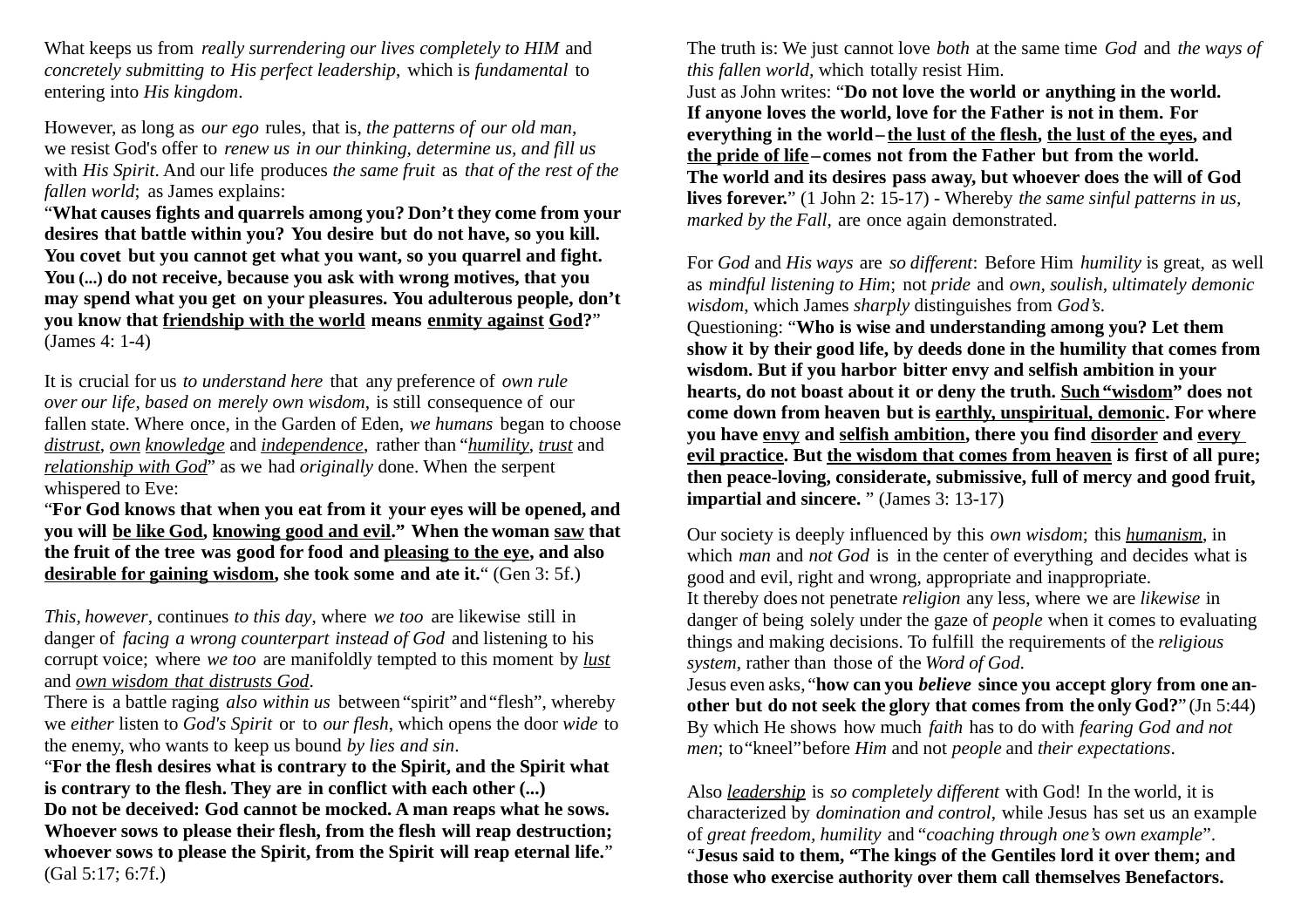What keeps us from *really surrendering our lives completely to HIM* and *concretely submitting to His perfect leadership*, which is *fundamental* to entering into *His kingdom*.

However, as long as *our ego* rules, that is, *the patterns of our old man*, we resist God's offer to *renew us in our thinking, determine us, and fill us* with *His Spirit*. And our life produces *the same fruit* as *that of the rest of the fallen world*; as James explains:
"**What causes fights and quarrels among you? Don't they come from your desires that battle within you? You desire but do not have, so you kill. You covet but you cannot get what you want, so you quarrel and fight. You (...) do not receive, because you ask with wrong motives, that you may spend what you get on your pleasures. You adulterous people, don't you know that <u>friendship with the world</u> means <u>enmity against</u> <u>God</u>?**" (James 4: 1-4)

It is crucial for us *to understand here* that any preference of *own rule over our life*, *based on merely own wisdom*, is still consequence of our fallen state. Where once, in the Garden of Eden, *we humans* began to choose *<u>distrust</u>*, *<u>own</u> <u>knowledge</u>* and *<u>independence</u>*, rather than "*<u>humility</u>*, *<u>trust</u>* and *<u>relationship with God</u>*" as we had *originally* done. When the serpent whispered to Eve:
"**For God knows that when you eat from it your eyes will be opened, and you will <u>be like God</u>, <u>knowing good and evil</u>." When the woman <u>saw</u> that the fruit of the tree was good for food and <u>pleasing to the eye</u>, and also <u>desirable for gaining wisdom</u>, she took some and ate it.**" (Gen 3: 5f.)

*This, however*, continues *to this day*, where *we too* are likewise still in danger of *facing a wrong counterpart instead of God* and listening to his corrupt voice; where *we too* are manifoldly tempted to this moment by *<u>lust</u>* and *<u>own wisdom that distrusts God</u>*.
There is a battle raging *also within us* between "spirit" and "flesh", whereby we *either* listen to *God's Spirit* or to *our flesh*, which opens the door *wide* to the enemy, who wants to keep us bound *by lies and sin*.
"**For the flesh desires what is contrary to the Spirit, and the Spirit what is contrary to the flesh. They are in conflict with each other (...) Do not be deceived: God cannot be mocked. A man reaps what he sows. Whoever sows to please their flesh, from the flesh will reap destruction; whoever sows to please the Spirit, from the Spirit will reap eternal life.**" (Gal 5:17; 6:7f.)

The truth is: We just cannot love *both* at the same time *God* and *the ways of this fallen world*, which totally resist Him.
Just as John writes: "**Do not love the world or anything in the world. If anyone loves the world, love for the Father is not in them. For everything in the world – <u>the lust of the flesh</u>, <u>the lust of the eyes</u>, and <u>the pride of life</u> – comes not from the Father but from the world. The world and its desires pass away, but whoever does the will of God lives forever.**" (1 John 2: 15-17) - Whereby *the same sinful patterns in us, marked by the Fall*, are once again demonstrated.

For *God* and *His ways* are *so different*: Before Him *humility* is great, as well as *mindful listening to Him*; not *pride* and *own, soulish, ultimately demonic wisdom*, which James *sharply* distinguishes from *God's*.
Questioning: "**Who is wise and understanding among you? Let them show it by their good life, by deeds done in the humility that comes from wisdom. But if you harbor bitter envy and selfish ambition in your hearts, do not boast about it or deny the truth. <u>Such</u> "<u>wisdom</u>" does not come down from heaven but is <u>earthly, unspiritual, demonic</u>. For where you have <u>envy</u> and <u>selfish ambition</u>, there you find <u>disorder</u> and <u>every evil practice</u>. But <u>the wisdom that comes from heaven</u> is first of all pure; then peace-loving, considerate, submissive, full of mercy and good fruit, impartial and sincere.** " (James 3: 13-17)

Our society is deeply influenced by this *own wisdom*; this *<u>humanism</u>*, in which *man* and *not God* is in the center of everything and decides what is good and evil, right and wrong, appropriate and inappropriate.
It thereby does not penetrate *religion* any less, where we are *likewise* in danger of being solely under the gaze of *people* when it comes to evaluating things and making decisions. To fulfill the requirements of the *religious system*, rather than those of the *Word of God*.
Jesus even asks, "**how can you *believe* since you accept glory from one another but do not seek the glory that comes from the only God?**" (Jn 5:44) By which He shows how much *faith* has to do with *fearing God and not men*; to "kneel" before *Him* and not *people* and *their expectations*.

Also *<u>leadership</u>* is *so completely different* with God! In the world, it is characterized by *domination and control*, while Jesus has set us an example of *great freedom, humility* and "*coaching through one's own example*".
"**Jesus said to them, "The kings of the Gentiles lord it over them; and those who exercise authority over them call themselves Benefactors.**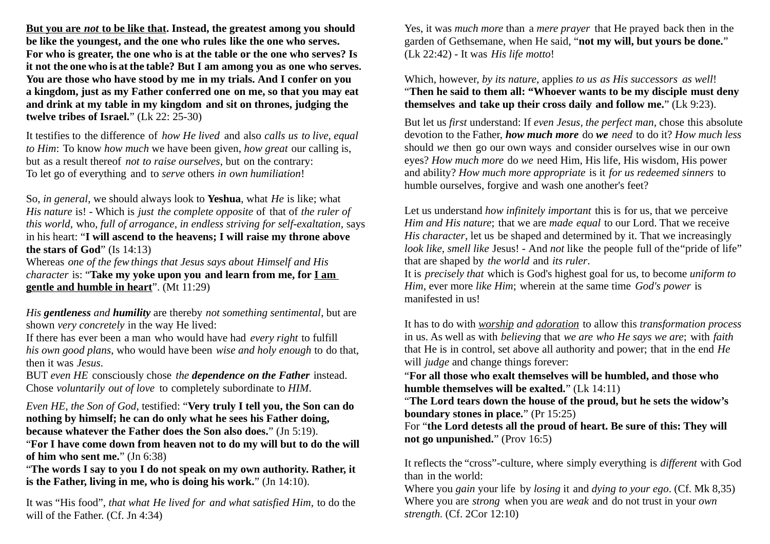**<u>But you are *not* to be like that</u>. Instead, the greatest among you should be like the youngest, and the one who rules like the one who serves. For who is greater, the one who is at the table or the one who serves? Is it not the one who is at the table? But I am among you as one who serves. You are those who have stood by me in my trials. And I confer on you a kingdom, just as my Father conferred one on me, so that you may eat and drink at my table in my kingdom and sit on thrones, judging the twelve tribes of Israel.**" (Lk 22: 25-30)

It testifies to the difference of *how He lived* and also *calls us to live, equal to Him*: To know *how much* we have been given, *how great* our calling is, but as a result thereof *not to raise ourselves*, but on the contrary: To let go of everything and to *serve* others *in own humiliation*!

So, *in general*, we should always look to **Yeshua**, what *He* is like; what *His nature* is! - Which is *just the complete opposite* of that of *the ruler of this world*, who, *full of arrogance, in endless striving for self-exaltation,* says in his heart: "**I will ascend to the heavens; I will raise my throne above the stars of God**" (Is 14:13)
Whereas *one of the few things that Jesus says about Himself and His character* is: "**Take my yoke upon you and learn from me, for <u>I am gentle and humble in heart</u>**". (Mt 11:29)

*His **gentleness** and **humility*** are thereby *not something sentimental*, but are shown *very concretely* in the way He lived:
If there has ever been a man who would have had *every right* to fulfill *his own good plans*, who would have been *wise and holy enough* to do that, then it was *Jesus*.
BUT *even HE* consciously chose *the **dependence on the Father*** instead. Chose *voluntarily out of love* to completely subordinate to *HIM*.

*Even HE, the Son of God*, testified: "**Very truly I tell you, the Son can do nothing by himself; he can do only what he sees his Father doing, because whatever the Father does the Son also does.**" (Jn 5:19).
"**For I have come down from heaven not to do my will but to do the will of him who sent me.**" (Jn 6:38)
"**The words I say to you I do not speak on my own authority. Rather, it is the Father, living in me, who is doing his work.**" (Jn 14:10).

It was "His food", *that what He lived for and what satisfied Him*, to do the will of the Father. (Cf. Jn 4:34)

Yes, it was *much more* than a *mere prayer* that He prayed back then in the garden of Gethsemane, when He said, "**not my will, but yours be done.**" (Lk 22:42) - It was *His life motto*!

Which, however, *by its nature*, applies *to us as His successors as well*!
"**Then he said to them all: "Whoever wants to be my disciple must deny themselves and take up their cross daily and follow me.**" (Lk 9:23).

But let us *first* understand: If *even Jesus, the perfect man*, chose this absolute devotion to the Father, ***how much more*** do ***we*** *need* to do it? *How much less* should *we* then go our own ways and consider ourselves wise in our own eyes? *How much more* do *we* need Him, His life, His wisdom, His power and ability? *How much more appropriate* is it *for us redeemed sinners* to humble ourselves, forgive and wash one another's feet?

Let us understand *how infinitely important* this is for us, that we perceive *Him and His nature*; that we are *made equal* to our Lord. That we receive *His character*, let us be shaped and determined by it. That we increasingly *look like, smell like* Jesus! - And *not* like the people full of the"pride of life" that are shaped by *the world* and *its ruler*.
It is *precisely that* which is God's highest goal for us, to become *uniform to Him*, ever more *like Him*; wherein at the same time *God's power* is manifested in us!

It has to do with *<u>worship</u> and <u>adoration</u>* to allow this *transformation process* in us. As well as with *believing* that *we are who He says we are*; with *faith* that He is in control, set above all authority and power; that in the end *He* will *judge* and change things forever:
"**For all those who exalt themselves will be humbled, and those who humble themselves will be exalted.**" (Lk 14:11)
"**The Lord tears down the house of the proud, but he sets the widow's boundary stones in place.**" (Pr 15:25)
For "**the Lord detests all the proud of heart. Be sure of this: They will not go unpunished.**" (Prov 16:5)

It reflects the "cross"-culture, where simply everything is *different* with God than in the world:
Where you *gain* your life by *losing* it and *dying to your ego*. (Cf. Mk 8,35)
Where you are *strong* when you are *weak* and do not trust in your *own strength.* (Cf. 2Cor 12:10)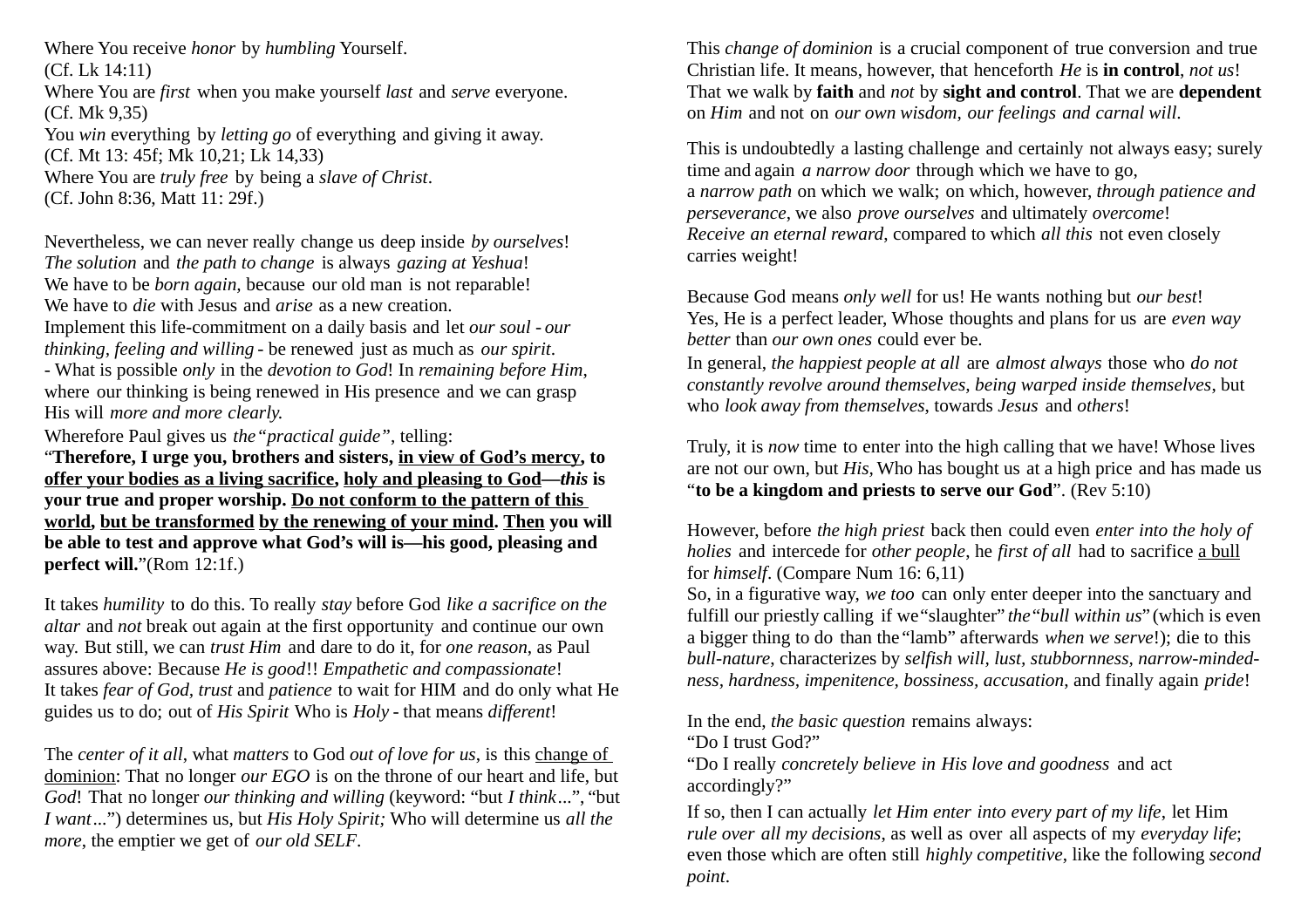Where You receive *honor* by *humbling* Yourself.
(Cf. Lk 14:11)
Where You are *first* when you make yourself *last* and *serve* everyone.
(Cf. Mk 9,35)
You *win* everything by *letting go* of everything and giving it away.
(Cf. Mt 13: 45f; Mk 10,21; Lk 14,33)
Where You are *truly free* by being a *slave of Christ*.
(Cf. John 8:36, Matt 11: 29f.)

Nevertheless, we can never really change us deep inside *by ourselves*!
*The solution* and *the path to change* is always *gazing at Yeshua*!
We have to be *born again,* because our old man is not reparable!
We have to *die* with Jesus and *arise* as a new creation.
Implement this life-commitment on a daily basis and let *our soul - our thinking, feeling and willing* - be renewed just as much as *our spirit*.
- What is possible *only* in the *devotion to God*! In *remaining before Him,* where our thinking is being renewed in His presence and we can grasp His will *more and more clearly.*
Wherefore Paul gives us *the "practical guide"*, telling:
"**Therefore, I urge you, brothers and sisters, <u>in view of God's mercy</u>, to <u>offer your bodies as a living sacrifice</u>, <u>holy and pleasing to God</u>—*this* is your true and proper worship. <u>Do not conform to the pattern of this world</u>, <u>but be transformed</u> <u>by the renewing of your mind</u>. <u>Then</u> you will be able to test and approve what God's will is—his good, pleasing and perfect will.**"(Rom 12:1f.)

It takes *humility* to do this. To really *stay* before God *like a sacrifice on the altar* and *not* break out again at the first opportunity and continue our own way. But still, we can *trust Him* and dare to do it, for *one reason*, as Paul assures above: Because *He is good*!! *Empathetic and compassionate*!
It takes *fear of God, trust* and *patience* to wait for HIM and do only what He guides us to do; out of *His Spirit* Who is *Holy* - that means *different*!

The *center of it all*, what *matters* to God *out of love for us*, is this <u>change of dominion</u>: That no longer *our EGO* is on the throne of our heart and life, but *God*! That no longer *our thinking and willing* (keyword: "but *I think*...", "but *I want*...") determines us, but *His Holy Spirit;* Who will determine us *all the more*, the emptier we get of *our old SELF*.

This *change of dominion* is a crucial component of true conversion and true Christian life. It means, however, that henceforth *He* is **in control**, *not us*! That we walk by **faith** and *not* by **sight and control**. That we are **dependent** on *Him* and not on *our own wisdom, our feelings and carnal will*.

This is undoubtedly a lasting challenge and certainly not always easy; surely time and again *a narrow door* through which we have to go,
a *narrow path* on which we walk; on which, however, *through patience and perseverance*, we also *prove ourselves* and ultimately *overcome*!
*Receive an eternal reward*, compared to which *all this* not even closely carries weight!

Because God means *only well* for us! He wants nothing but *our best*!
Yes, He is a perfect leader, Whose thoughts and plans for us are *even way better* than *our own ones* could ever be.
In general, *the happiest people at all* are *almost always* those who *do not constantly revolve around themselves, being warped inside themselves*, but who *look away from themselves*, towards *Jesus* and *others*!

Truly, it is *now* time to enter into the high calling that we have! Whose lives are not our own, but *His*, Who has bought us at a high price and has made us "**to be a kingdom and priests to serve our God**". (Rev 5:10)

However, before *the high priest* back then could even *enter into the holy of holies* and intercede for *other people*, he *first of all* had to sacrifice <u>a bull</u> for *himself*. (Compare Num 16: 6,11)
So, in a figurative way, *we too* can only enter deeper into the sanctuary and fulfill our priestly calling if we "slaughter" *the "bull within us"* (which is even a bigger thing to do than the "lamb" afterwards *when we serve*!); die to this *bull-nature*, characterizes by *selfish will, lust, stubbornness, narrow-mindedness, hardness, impenitence, bossiness, accusation*, and finally again *pride*!

In the end, *the basic question* remains always:
"Do I trust God?"
"Do I really *concretely believe in His love and goodness* and act accordingly?"
If so, then I can actually *let Him enter into every part of my life*, let Him *rule over all my decisions*, as well as over all aspects of my *everyday life*; even those which are often still *highly competitive*, like the following *second point*.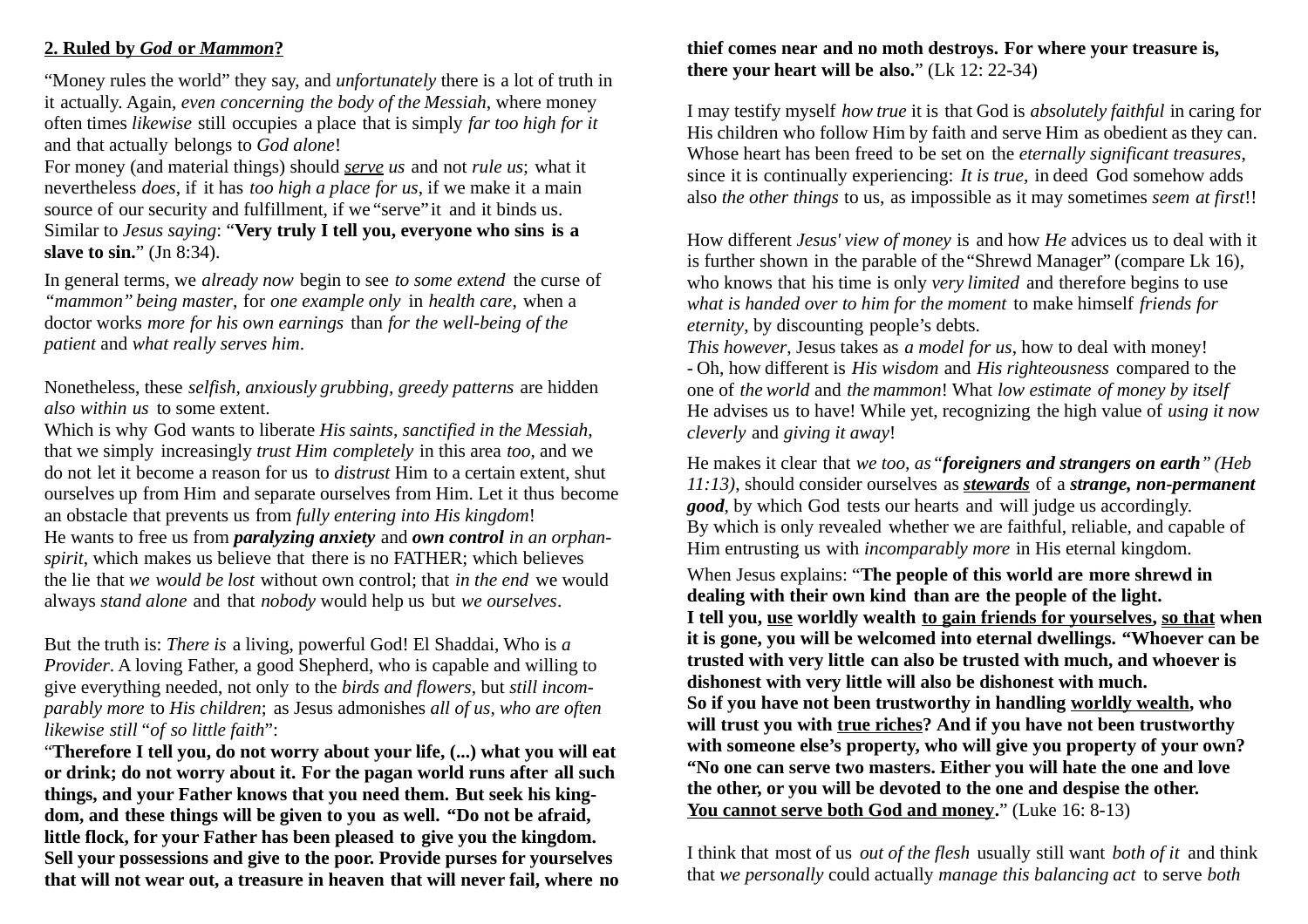## 2. Ruled by *God* or *Mammon*?

"Money rules the world" they say, and *unfortunately* there is a lot of truth in it actually. Again, *even concerning the body of the Messiah*, where money often times *likewise* still occupies a place that is simply *far too high for it* and that actually belongs to *God alone*!
For money (and material things) should ***serve*** *us* and not *rule us*; what it nevertheless *does*, if it has *too high a place for us*, if we make it a main source of our security and fulfillment, if we "serve" it and it binds us. Similar to *Jesus saying*: "**Very truly I tell you, everyone who sins is a slave to sin.**" (Jn 8:34).

In general terms, we *already now* begin to see *to some extend* the curse of *"mammon" being master*, for *one example only* in *health care*, when a doctor works *more for his own earnings* than *for the well-being of the patient* and *what really serves him*.

Nonetheless, these *selfish, anxiously grubbing, greedy patterns* are hidden *also within us* to some extent.
Which is why God wants to liberate *His saints, sanctified in the Messiah*, that we simply increasingly *trust Him completely* in this area *too*, and we do not let it become a reason for us to *distrust* Him to a certain extent, shut ourselves up from Him and separate ourselves from Him. Let it thus become an obstacle that prevents us from *fully entering into His kingdom*!
He wants to free us from ***paralyzing anxiety*** and ***own control*** *in an orphan-spirit*, which makes us believe that there is no FATHER; which believes the lie that *we would be lost* without own control; that *in the end* we would always *stand alone* and that *nobody* would help us but *we ourselves*.

But the truth is: *There is* a living, powerful God! El Shaddai, Who is *a Provider*. A loving Father, a good Shepherd, who is capable and willing to give everything needed, not only to the *birds and flowers*, but *still incomparably more* to *His children*; as Jesus admonishes *all of us, who are often likewise still "of so little faith"*:
"**Therefore I tell you, do not worry about your life, (...) what you will eat or drink; do not worry about it. For the pagan world runs after all such things, and your Father knows that you need them. But seek his kingdom, and these things will be given to you as well. "Do not be afraid, little flock, for your Father has been pleased to give you the kingdom. Sell your possessions and give to the poor. Provide purses for yourselves that will not wear out, a treasure in heaven that will never fail, where no thief comes near and no moth destroys. For where your treasure is, there your heart will be also.**" (Lk 12: 22-34)

I may testify myself *how true* it is that God is *absolutely faithful* in caring for His children who follow Him by faith and serve Him as obedient as they can. Whose heart has been freed to be set on the *eternally significant treasures*, since it is continually experiencing: *It is true*, in deed God somehow adds also *the other things* to us, as impossible as it may sometimes *seem at first*!!

How different *Jesus' view of money* is and how *He* advices us to deal with it is further shown in the parable of the "Shrewd Manager" (compare Lk 16), who knows that his time is only *very limited* and therefore begins to use *what is handed over to him for the moment* to make himself *friends for eternity*, by discounting people's debts.
*This however*, Jesus takes as *a model for us*, how to deal with money!
- Oh, how different is *His wisdom* and *His righteousness* compared to the one of *the world* and *the mammon*! What *low estimate of money by itself* He advises us to have! While yet, recognizing the high value of *using it now cleverly* and *giving it away*!

He makes it clear that *we too, as "**foreigners and strangers on earth**" (Heb 11:13)*, should consider ourselves as ***stewards*** of a ***strange, non-permanent good***, by which God tests our hearts and will judge us accordingly.
By which is only revealed whether we are faithful, reliable, and capable of Him entrusting us with *incomparably more* in His eternal kingdom.

When Jesus explains: "**The people of this world are more shrewd in dealing with their own kind than are the people of the light.
I tell you, <u>use</u> worldly wealth <u>to gain friends for yourselves</u>, <u>so that</u> when it is gone, you will be welcomed into eternal dwellings. "Whoever can be trusted with very little can also be trusted with much, and whoever is dishonest with very little will also be dishonest with much.
So if you have not been trustworthy in handling <u>worldly wealth</u>, who will trust you with <u>true riches</u>? And if you have not been trustworthy with someone else's property, who will give you property of your own? "No one can serve two masters. Either you will hate the one and love the other, or you will be devoted to the one and despise the other.
<u>You cannot serve both God and money</u>.**" (Luke 16: 8-13)

I think that most of us *out of the flesh* usually still want *both of it* and think that *we personally* could actually *manage this balancing act* to serve *both*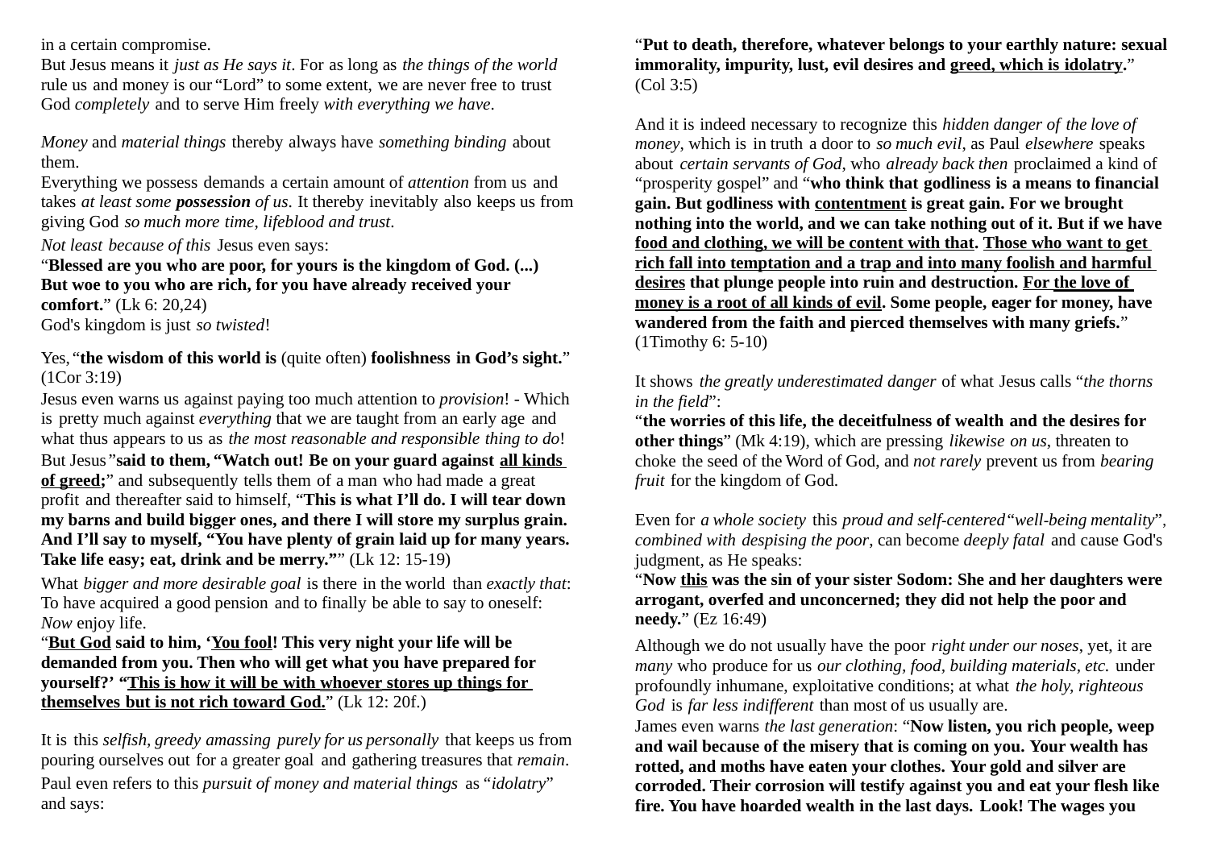in a certain compromise.
But Jesus means it *just as He says it*. For as long as *the things of the world* rule us and money is our "Lord" to some extent, we are never free to trust God *completely* and to serve Him freely *with everything we have*.

*Money* and *material things* thereby always have *something binding* about them.
Everything we possess demands a certain amount of *attention* from us and takes *at least some* ***possession*** *of us*. It thereby inevitably also keeps us from giving God *so much more time, lifeblood and trust*.
*Not least because of this* Jesus even says:
"**Blessed are you who are poor, for yours is the kingdom of God. (...) But woe to you who are rich, for you have already received your comfort.**" (Lk 6: 20,24)
God's kingdom is just *so twisted*!

Yes, "**the wisdom of this world is** (quite often) **foolishness in God's sight.**" (1Cor 3:19)
Jesus even warns us against paying too much attention to *provision*! - Which is pretty much against *everything* that we are taught from an early age and what thus appears to us as *the most reasonable and responsible thing to do*!
But Jesus "**said to them, "Watch out! Be on your guard against <u>all kinds of greed</u>;**" and subsequently tells them of a man who had made a great profit and thereafter said to himself, "**This is what I'll do. I will tear down my barns and build bigger ones, and there I will store my surplus grain. And I'll say to myself, "You have plenty of grain laid up for many years. Take life easy; eat, drink and be merry."**" (Lk 12: 15-19)
What *bigger and more desirable goal* is there in the world than *exactly that*: To have acquired a good pension and to finally be able to say to oneself: *Now* enjoy life.
"**<u>But God</u> said to him, '<u>You fool</u>! This very night your life will be demanded from you. Then who will get what you have prepared for yourself?' "<u>This is how it will be with whoever stores up things for themselves but is not rich toward God.</u>**" (Lk 12: 20f.)

It is this *selfish, greedy amassing purely for us personally* that keeps us from pouring ourselves out for a greater goal and gathering treasures that *remain*.
Paul even refers to this *pursuit of money and material things* as "*idolatry*" and says:

"**Put to death, therefore, whatever belongs to your earthly nature: sexual immorality, impurity, lust, evil desires and <u>greed, which is idolatry</u>.**" (Col 3:5)

And it is indeed necessary to recognize this *hidden danger of the love of money*, which is in truth a door to *so much evil*, as Paul *elsewhere* speaks about *certain servants of God*, who *already back then* proclaimed a kind of "prosperity gospel" and "**who think that godliness is a means to financial gain. But godliness with <u>contentment</u> is great gain. For we brought nothing into the world, and we can take nothing out of it. But if we have <u>food and clothing, we will be content with that</u>. <u>Those who want to get rich fall into temptation and a trap and into many foolish and harmful desires</u> that plunge people into ruin and destruction. <u>For the love of money is a root of all kinds of evil</u>. Some people, eager for money, have wandered from the faith and pierced themselves with many griefs.**" (1Timothy 6: 5-10)

It shows *the greatly underestimated danger* of what Jesus calls "*the thorns in the field*":
"**the worries of this life, the deceitfulness of wealth and the desires for other things**" (Mk 4:19), which are pressing *likewise on us*, threaten to choke the seed of the Word of God, and *not rarely* prevent us from *bearing fruit* for the kingdom of God.

Even for *a whole society* this *proud and self-centered "well-being mentality"*, *combined with despising the poor*, can become *deeply fatal* and cause God's judgment, as He speaks:
"**Now <u>this</u> was the sin of your sister Sodom: She and her daughters were arrogant, overfed and unconcerned; they did not help the poor and needy.**" (Ez 16:49)

Although we do not usually have the poor *right under our noses*, yet, it are *many* who produce for us *our clothing, food, building materials, etc.* under profoundly inhumane, exploitative conditions; at what *the holy, righteous God* is *far less indifferent* than most of us usually are.
James even warns *the last generation*: "**Now listen, you rich people, weep and wail because of the misery that is coming on you. Your wealth has rotted, and moths have eaten your clothes. Your gold and silver are corroded. Their corrosion will testify against you and eat your flesh like fire. You have hoarded wealth in the last days. Look! The wages you**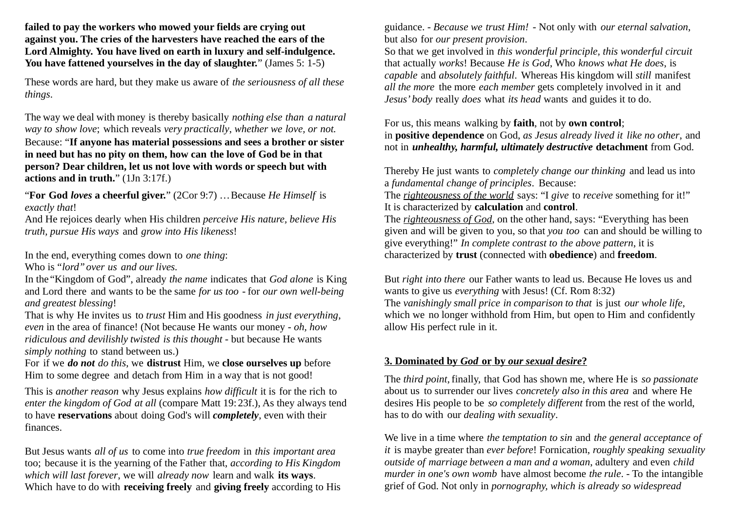**failed to pay the workers who mowed your fields are crying out against you. The cries of the harvesters have reached the ears of the Lord Almighty. You have lived on earth in luxury and self-indulgence. You have fattened yourselves in the day of slaughter.**" (James 5: 1-5)

These words are hard, but they make us aware of *the seriousness of all these things*.

The way we deal with money is thereby basically *nothing else than a natural way to show love*; which reveals *very practically, whether we love, or not.* Because: "**If anyone has material possessions and sees a brother or sister in need but has no pity on them, how can the love of God be in that person? Dear children, let us not love with words or speech but with actions and in truth.**" (1Jn 3:17f.)

"**For God *loves* a cheerful giver.**" (2Cor 9:7) …Because *He Himself* is *exactly that*!
And He rejoices dearly when His children *perceive His nature, believe His truth, pursue His ways* and *grow into His likeness*!

In the end, everything comes down to *one thing*:
Who is *"lord" over us and our lives.*
In the "Kingdom of God", already *the name* indicates that *God alone* is King and Lord there and wants to be the same *for us too* - for *our own well-being and greatest blessing*!
That is why He invites us to *trust* Him and His goodness *in just everything, even* in the area of finance! (Not because He wants our money - *oh, how ridiculous and devilishly twisted is this thought* - but because He wants *simply nothing* to stand between us.)
For if we ***do not*** *do this*, we **distrust** Him, we **close ourselves up** before Him to some degree and detach from Him in a way that is not good!

This is *another reason* why Jesus explains *how difficult* it is for the rich to *enter the kingdom of God at all* (compare Matt 19: 23f.), As they always tend to have **reservations** about doing God's will ***completely***, even with their finances.

But Jesus wants *all of us* to come into *true freedom* in *this important area* too; because it is the yearning of the Father that, *according to His Kingdom which will last forever*, we will *already now* learn and walk **its ways**. Which have to do with **receiving freely** and **giving freely** according to His guidance. - *Because we trust Him!* - Not only with *our eternal salvation*, but also for *our present provision*.
So that we get involved in *this wonderful principle, this wonderful circuit* that actually *works*! Because *He is God*, Who *knows what He does*, is *capable* and *absolutely faithful*. Whereas His kingdom will *still* manifest *all the more* the more *each member* gets completely involved in it and *Jesus' body* really *does* what *its head* wants and guides it to do.

For us, this means walking by **faith**, not by **own control**;
in **positive dependence** on God, *as Jesus already lived it like no other*, and not in ***unhealthy, harmful, ultimately destructive*** **detachment** from God.

Thereby He just wants to *completely change our thinking* and lead us into a *fundamental change of principles*. Because:
The *<u>righteousness of the world</u>* says: "I *give* to *receive* something for it!" It is characterized by **calculation** and **control**.
The *<u>righteousness of God</u>*, on the other hand, says: "Everything has been given and will be given to you, so that *you too* can and should be willing to give everything!" *In complete contrast to the above pattern*, it is characterized by **trust** (connected with **obedience**) and **freedom**.

But *right into there* our Father wants to lead us. Because He loves us and wants to give us *everything* with Jesus! (Cf. Rom 8:32)
The *vanishingly small price in comparison to that* is just *our whole life*, which we no longer withhold from Him, but open to Him and confidently allow His perfect rule in it.

## <u>3. Dominated by *God* or by *our sexual desire*?</u>

The *third point,* finally, that God has shown me, where He is *so passionate* about us to surrender our lives *concretely also in this area* and where He desires His people to be *so completely different* from the rest of the world, has to do with our *dealing with sexuality*.

We live in a time where *the temptation to sin* and *the general acceptance of it* is maybe greater than *ever before*! Fornication, *roughly speaking sexuality outside of marriage between a man and a woman*, adultery and even *child murder in one's own womb* have almost become *the rule*. - To the intangible grief of God. Not only in *pornography, which is already so widespread*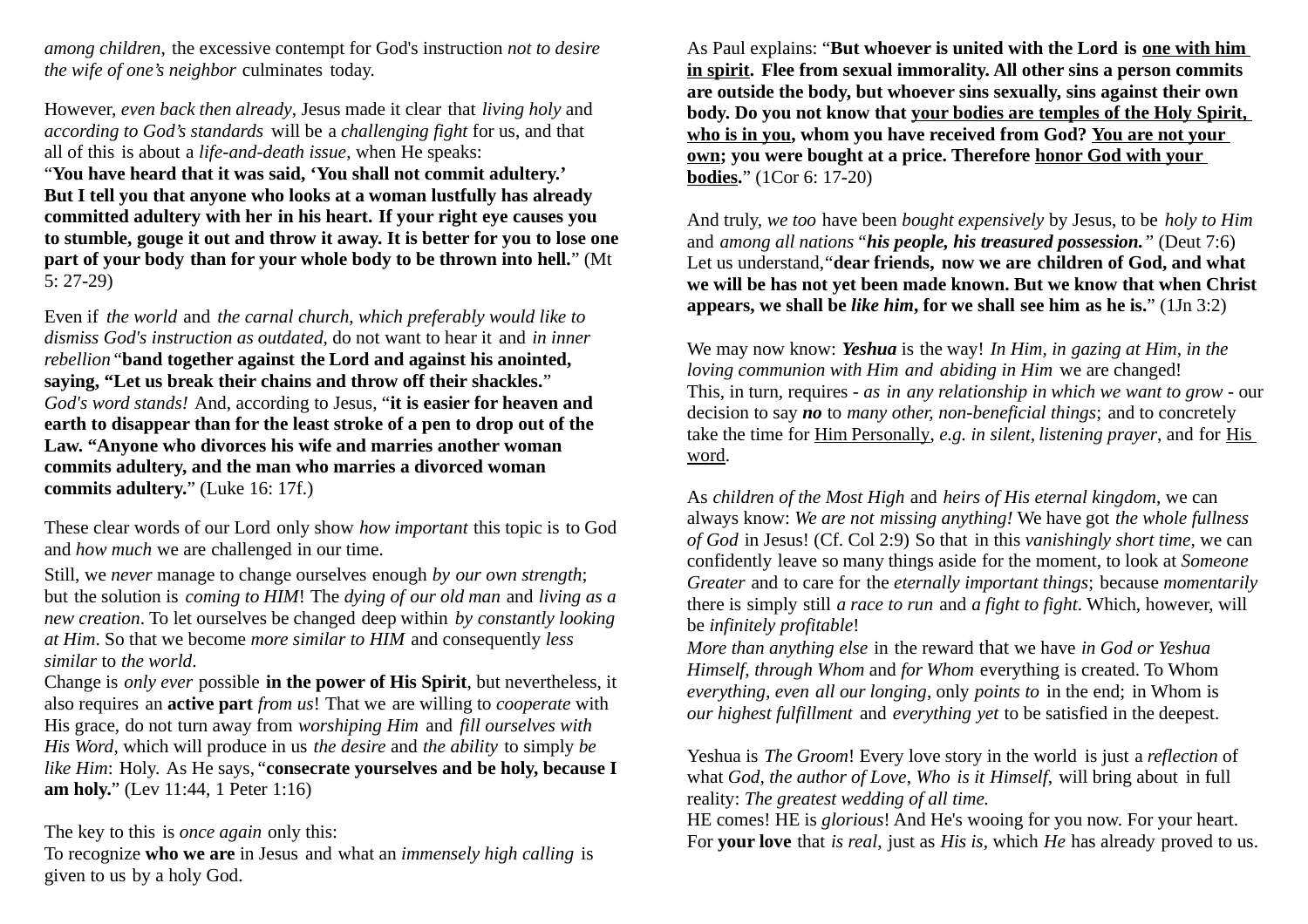*among children,* the excessive contempt for God's instruction *not to desire the wife of one's neighbor* culminates today.

However, *even back then already*, Jesus made it clear that *living holy* and *according to God's standards* will be a *challenging fight* for us, and that all of this is about a *life-and-death issue*, when He speaks:
"**You have heard that it was said, 'You shall not commit adultery.' But I tell you that anyone who looks at a woman lustfully has already committed adultery with her in his heart. If your right eye causes you to stumble, gouge it out and throw it away. It is better for you to lose one part of your body than for your whole body to be thrown into hell.**" (Mt 5: 27-29)

Even if *the world* and *the carnal church, which preferably would like to dismiss God's instruction as outdated*, do not want to hear it and *in inner rebellion* "**band together against the Lord and against his anointed, saying, "Let us break their chains and throw off their shackles.**"
*God's word stands!* And, according to Jesus, "**it is easier for heaven and earth to disappear than for the least stroke of a pen to drop out of the Law. "Anyone who divorces his wife and marries another woman commits adultery, and the man who marries a divorced woman commits adultery.**" (Luke 16: 17f.)

These clear words of our Lord only show *how important* this topic is to God and *how much* we are challenged in our time.

Still, we *never* manage to change ourselves enough *by our own strength*; but the solution is *coming to HIM*! The *dying of our old man* and *living as a new creation*. To let ourselves be changed deep within *by constantly looking at Him*. So that we become *more similar to HIM* and consequently *less similar* to *the world*.
Change is *only ever* possible **in the power of His Spirit**, but nevertheless, it also requires an **active part** *from us*! That we are willing to *cooperate* with His grace, do not turn away from *worshiping Him* and *fill ourselves with His Word*, which will produce in us *the desire* and *the ability* to simply *be like Him*: Holy. As He says, "**consecrate yourselves and be holy, because I am holy.**" (Lev 11:44, 1 Peter 1:16)

The key to this is *once again* only this:
To recognize **who we are** in Jesus and what an *immensely high calling* is given to us by a holy God.

As Paul explains: "**But whoever is united with the Lord is <u>one with him in spirit</u>. Flee from sexual immorality. All other sins a person commits are outside the body, but whoever sins sexually, sins against their own body. Do you not know that <u>your bodies are temples of the Holy Spirit, who is in you</u>, whom you have received from God? <u>You are not your own</u>; you were bought at a price. Therefore <u>honor God with your bodies</u>.**" (1Cor 6: 17-20)

And truly, *we too* have been *bought expensively* by Jesus, to be *holy to Him* and *among all nations* "***his people, his treasured possession.***" (Deut 7:6)
Let us understand, "**dear friends, now we are children of God, and what we will be has not yet been made known. But we know that when Christ appears, we shall be *like him*, for we shall see him as he is.**" (1Jn 3:2)

We may now know: ***Yeshua*** is the way! *In Him, in gazing at Him, in the loving communion with Him and abiding in Him* we are changed!
This, in turn, requires - *as in any relationship in which we want to grow* - our decision to say ***no*** to *many other, non-beneficial things*; and to concretely take the time for <u>Him Personally</u>, *e.g. in silent, listening prayer*, and for <u>His word</u>.

As *children of the Most High* and *heirs of His eternal kingdom*, we can always know: *We are not missing anything!* We have got *the whole fullness of God* in Jesus! (Cf. Col 2:9) So that in this *vanishingly short time*, we can confidently leave so many things aside for the moment, to look at *Someone Greater* and to care for the *eternally important things*; because *momentarily* there is simply still *a race to run* and *a fight to fight*. Which, however, will be *infinitely profitable*!
*More than anything else* in the reward that we have *in God or Yeshua Himself, through Whom* and *for Whom* everything is created. To Whom *everything, even all our longing*, only *points to* in the end; in Whom is *our highest fulfillment* and *everything yet* to be satisfied in the deepest.

Yeshua is *The Groom*! Every love story in the world is just a *reflection* of what *God, the author of Love, Who is it Himself,* will bring about in full reality: *The greatest wedding of all time.*
HE comes! HE is *glorious*! And He's wooing for you now. For your heart. For **your love** that *is real*, just as *His is*, which *He* has already proved to us.